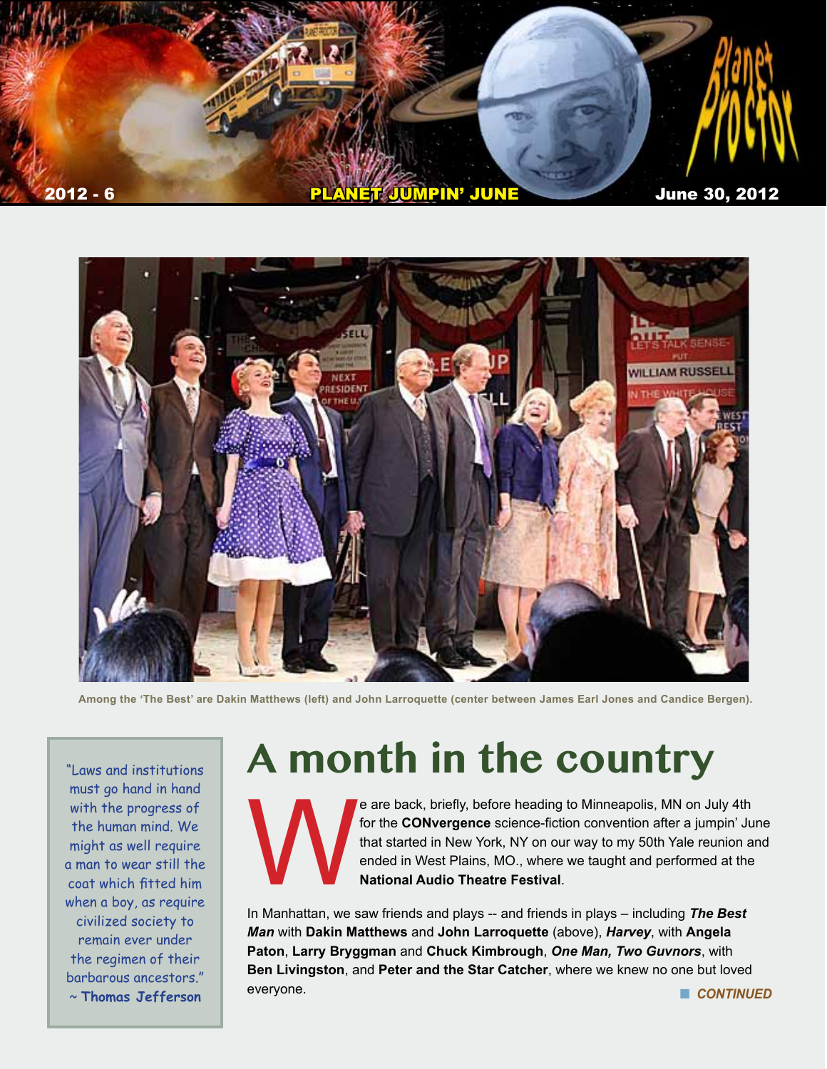2012 - 6 **PLANET JUMPIN' JUNE** June 30, 2012

Among the 'The Best' are Dakin Matthews (left) and John Larroquette (center between James Earl Jones and Candice Bergen).

> "Laws and institutions must go hand in hand with the progress of the human mind. We might as well require a man to wear still the coat which fitted him when a boy, as require civilized society to remain ever under the regimen of their barbarous ancestors."
> ~ **Thomas Jefferson**

# A month in the country

We are back, briefly, before heading to Minneapolis, MN on July 4th for the **CONvergence** science-fiction convention after a jumpin' June that started in New York, NY on our way to my 50th Yale reunion and ended in West Plains, MO., where we taught and performed at the **National Audio Theatre Festival**.

In Manhattan, we saw friends and plays -- and friends in plays – including ***The Best Man*** with **Dakin Matthews** and **John Larroquette** (above), ***Harvey***, with **Angela Paton**, **Larry Bryggman** and **Chuck Kimbrough**, ***One Man, Two Guvnors***, with **Ben Livingston**, and **Peter and the Star Catcher**, where we knew no one but loved everyone.

***CONTINUED***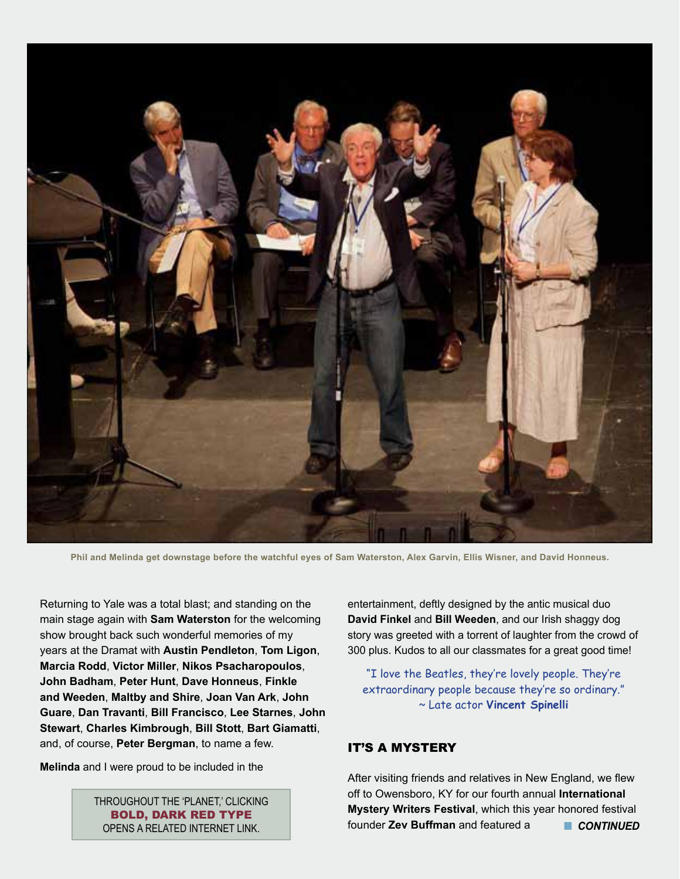Phil and Melinda get downstage before the watchful eyes of Sam Waterston, Alex Garvin, Ellis Wisner, and David Honneus.

Returning to Yale was a total blast; and standing on the main stage again with **Sam Waterston** for the welcoming show brought back such wonderful memories of my years at the Dramat with **Austin Pendleton**, **Tom Ligon**, **Marcia Rodd**, **Victor Miller**, **Nikos Psacharopoulos**, **John Badham**, **Peter Hunt**, **Dave Honneus**, **Finkle and Weeden**, **Maltby and Shire**, **Joan Van Ark**, **John Guare**, **Dan Travanti**, **Bill Francisco**, **Lee Starnes**, **John Stewart**, **Charles Kimbrough**, **Bill Stott**, **Bart Giamatti**, and, of course, **Peter Bergman**, to name a few.

**Melinda** and I were proud to be included in the entertainment, deftly designed by the antic musical duo **David Finkel** and **Bill Weeden**, and our Irish shaggy dog story was greeted with a torrent of laughter from the crowd of 300 plus. Kudos to all our classmates for a great good time!

THROUGHOUT THE 'PLANET,' CLICKING **BOLD, DARK RED TYPE** OPENS A RELATED INTERNET LINK.

"I love the Beatles, they're lovely people. They're extraordinary people because they're so ordinary."
~ Late actor **Vincent Spinelli**

## IT'S A MYSTERY

After visiting friends and relatives in New England, we flew off to Owensboro, KY for our fourth annual **International Mystery Writers Festival**, which this year honored festival founder **Zev Buffman** and featured a ***CONTINUED***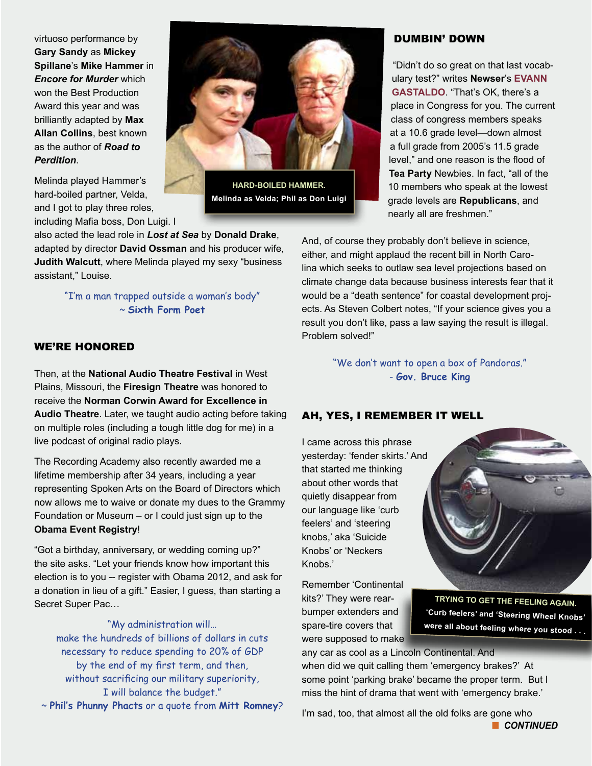virtuoso performance by **Gary Sandy** as **Mickey Spillane**'s **Mike Hammer** in ***Encore for Murder*** which won the Best Production Award this year and was brilliantly adapted by **Max Allan Collins**, best known as the author of ***Road to Perdition***.

Melinda played Hammer's hard-boiled partner, Velda, and I got to play three roles, including Mafia boss, Don Luigi. I also acted the lead role in ***Lost at Sea*** by **Donald Drake**, adapted by director **David Ossman** and his producer wife, **Judith Walcutt**, where Melinda played my sexy "business assistant," Louise.

**HARD-BOILED HAMMER.**
**Melinda as Velda; Phil as Don Luigi**

"I'm a man trapped outside a woman's body"
~ **Sixth Form Poet**

## WE'RE HONORED

Then, at the **National Audio Theatre Festival** in West Plains, Missouri, the **Firesign Theatre** was honored to receive the **Norman Corwin Award for Excellence in Audio Theatre**. Later, we taught audio acting before taking on multiple roles (including a tough little dog for me) in a live podcast of original radio plays.

The Recording Academy also recently awarded me a lifetime membership after 34 years, including a year representing Spoken Arts on the Board of Directors which now allows me to waive or donate my dues to the Grammy Foundation or Museum – or I could just sign up to the **Obama Event Registry**!

"Got a birthday, anniversary, or wedding coming up?" the site asks. "Let your friends know how important this election is to you -- register with Obama 2012, and ask for a donation in lieu of a gift." Easier, I guess, than starting a Secret Super Pac…

"My administration will…
make the hundreds of billions of dollars in cuts
necessary to reduce spending to 20% of GDP
by the end of my first term, and then,
without sacrificing our military superiority,
I will balance the budget."
~ **Phil's Phunny Phacts** or a quote from **Mitt Romney**?

## DUMBIN' DOWN

"Didn't do so great on that last vocabulary test?" writes **Newser**'s **EVANN GASTALDO**. "That's OK, there's a place in Congress for you. The current class of congress members speaks at a 10.6 grade level—down almost a full grade from 2005's 11.5 grade level," and one reason is the flood of **Tea Party** Newbies. In fact, "all of the 10 members who speak at the lowest grade levels are **Republicans**, and nearly all are freshmen."

And, of course they probably don't believe in science, either, and might applaud the recent bill in North Carolina which seeks to outlaw sea level projections based on climate change data because business interests fear that it would be a "death sentence" for coastal development projects. As Steven Colbert notes, "If your science gives you a result you don't like, pass a law saying the result is illegal. Problem solved!"

"We don't want to open a box of Pandoras."
- **Gov. Bruce King**

## AH, YES, I REMEMBER IT WELL

I came across this phrase yesterday: 'fender skirts.' And that started me thinking about other words that quietly disappear from our language like 'curb feelers' and 'steering knobs,' aka 'Suicide Knobs' or 'Neckers Knobs.'

Remember 'Continental kits?' They were rear-bumper extenders and spare-tire covers that were supposed to make any car as cool as a Lincoln Continental. And when did we quit calling them 'emergency brakes?' At some point 'parking brake' became the proper term. But I miss the hint of drama that went with 'emergency brake.'

**TRYING TO GET THE FEELING AGAIN.**
**'Curb feelers' and 'Steering Wheel Knobs' were all about feeling where you stood . . .**

I'm sad, too, that almost all the old folks are gone who

***CONTINUED***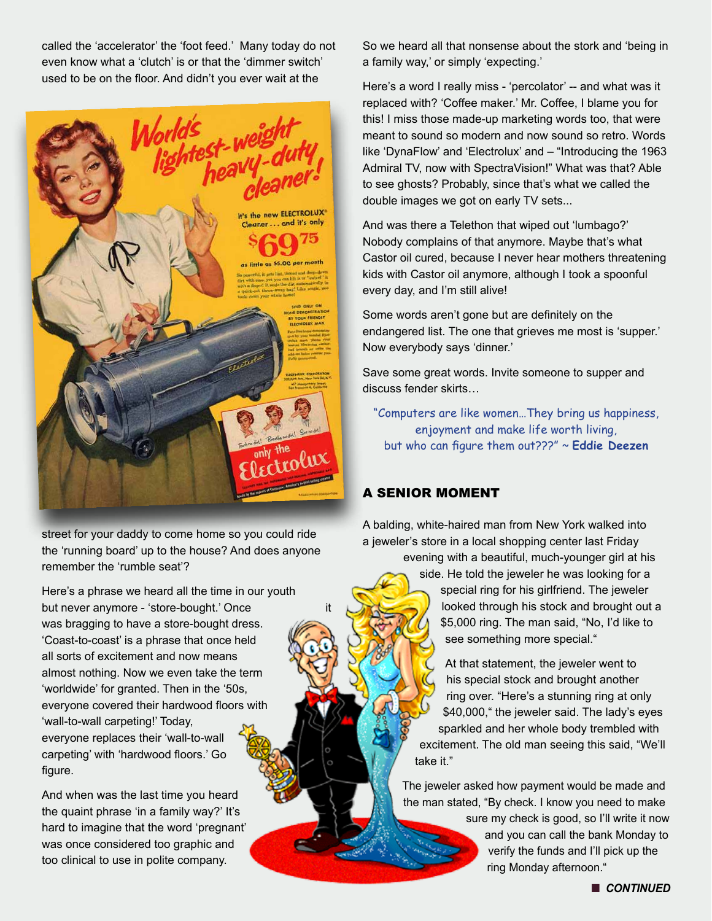called the 'accelerator' the 'foot feed.' Many today do not even know what a 'clutch' is or that the 'dimmer switch' used to be on the floor. And didn't you ever wait at the street for your daddy to come home so you could ride the 'running board' up to the house? And does anyone remember the 'rumble seat'?

Here's a phrase we heard all the time in our youth but never anymore - 'store-bought.' Once it was bragging to have a store-bought dress. 'Coast-to-coast' is a phrase that once held all sorts of excitement and now means almost nothing. Now we even take the term 'worldwide' for granted. Then in the '50s, everyone covered their hardwood floors with 'wall-to-wall carpeting!' Today, everyone replaces their 'wall-to-wall carpeting' with 'hardwood floors.' Go figure.

And when was the last time you heard the quaint phrase 'in a family way?' It's hard to imagine that the word 'pregnant' was once considered too graphic and too clinical to use in polite company.

So we heard all that nonsense about the stork and 'being in a family way,' or simply 'expecting.'

Here's a word I really miss - 'percolator' -- and what was it replaced with? 'Coffee maker.' Mr. Coffee, I blame you for this! I miss those made-up marketing words too, that were meant to sound so modern and now sound so retro. Words like 'DynaFlow' and 'Electrolux' and – "Introducing the 1963 Admiral TV, now with SpectraVision!" What was that? Able to see ghosts? Probably, since that's what we called the double images we got on early TV sets...

And was there a Telethon that wiped out 'lumbago?' Nobody complains of that anymore. Maybe that's what Castor oil cured, because I never hear mothers threatening kids with Castor oil anymore, although I took a spoonful every day, and I'm still alive!

Some words aren't gone but are definitely on the endangered list. The one that grieves me most is 'supper.' Now everybody says 'dinner.'

Save some great words. Invite someone to supper and discuss fender skirts…

"Computers are like women…They bring us happiness, enjoyment and make life worth living, but who can figure them out???" ~ **Eddie Deezen**

## A SENIOR MOMENT

A balding, white-haired man from New York walked into a jeweler's store in a local shopping center last Friday evening with a beautiful, much-younger girl at his side. He told the jeweler he was looking for a special ring for his girlfriend. The jeweler looked through his stock and brought out a $5,000 ring. The man said, "No, I'd like to see something more special."

At that statement, the jeweler went to his special stock and brought another ring over. "Here's a stunning ring at only $40,000," the jeweler said. The lady's eyes sparkled and her whole body trembled with excitement. The old man seeing this said, "We'll take it."

The jeweler asked how payment would be made and the man stated, "By check. I know you need to make sure my check is good, so I'll write it now and you can call the bank Monday to verify the funds and I'll pick up the ring Monday afternoon."

■ ***CONTINUED***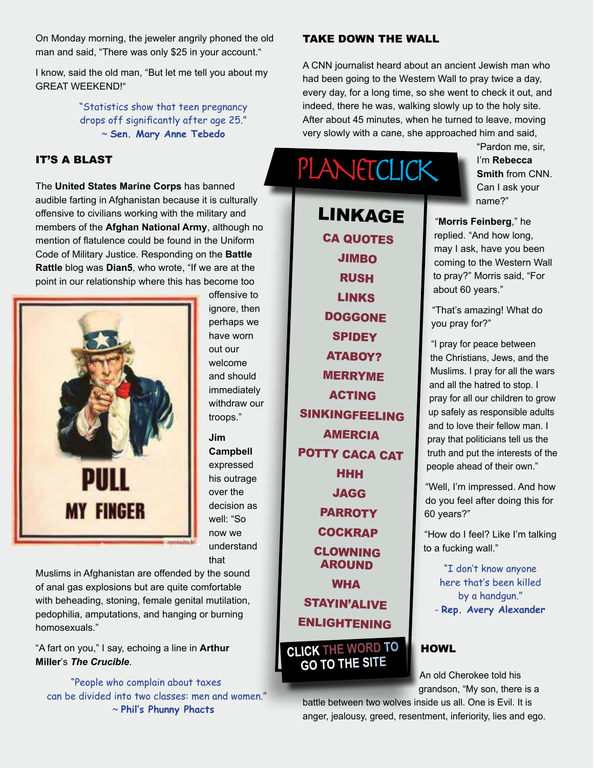On Monday morning, the jeweler angrily phoned the old man and said, "There was only $25 in your account."

I know, said the old man, "But let me tell you about my GREAT WEEKEND!"

"Statistics show that teen pregnancy drops off significantly after age 25."
~ **Sen. Mary Anne Tebedo**

## IT'S A BLAST

The **United States Marine Corps** has banned audible farting in Afghanistan because it is culturally offensive to civilians working with the military and members of the **Afghan National Army**, although no mention of flatulence could be found in the Uniform Code of Military Justice. Responding on the **Battle Rattle** blog was **Dian5**, who wrote, "If we are at the point in our relationship where this has become too offensive to ignore, then perhaps we have worn out our welcome and should immediately withdraw our troops."

**Jim Campbell** expressed his outrage over the decision as well: "So now we understand that Muslims in Afghanistan are offended by the sound of anal gas explosions but are quite comfortable with beheading, stoning, female genital mutilation, pedophilia, amputations, and hanging or burning homosexuals."

"A fart on you," I say, echoing a line in **Arthur Miller**'s ***The Crucible***.

"People who complain about taxes can be divided into two classes: men and women."
~ **Phil's Phunny Phacts**

## TAKE DOWN THE WALL

A CNN journalist heard about an ancient Jewish man who had been going to the Western Wall to pray twice a day, every day, for a long time, so she went to check it out, and indeed, there he was, walking slowly up to the holy site. After about 45 minutes, when he turned to leave, moving very slowly with a cane, she approached him and said, "Pardon me, sir, I'm **Rebecca Smith** from CNN. Can I ask your name?"

"**Morris Feinberg**," he replied. "And how long, may I ask, have you been coming to the Western Wall to pray?" Morris said, "For about 60 years."

"That's amazing! What do you pray for?"

"I pray for peace between the Christians, Jews, and the Muslims. I pray for all the wars and all the hatred to stop. I pray for all our children to grow up safely as responsible adults and to love their fellow man. I pray that politicians tell us the truth and put the interests of the people ahead of their own."

"Well, I'm impressed. And how do you feel after doing this for 60 years?"

"How do I feel? Like I'm talking to a fucking wall."

"I don't know anyone here that's been killed by a handgun."
- **Rep. Avery Alexander**

## PLANETCLICK

### LINKAGE

- CA QUOTES
- JIMBO
- RUSH
- LINKS
- DOGGONE
- SPIDEY
- ATABOY?
- MERRYME
- ACTING
- SINKINGFEELING
- AMERCIA
- POTTY CACA CAT
- HHH
- JAGG
- PARROTY
- COCKRAP
- CLOWNING AROUND
- WHA
- STAYIN'ALIVE
- ENLIGHTENING

CLICK THE WORD TO GO TO THE SITE

## HOWL

An old Cherokee told his grandson, "My son, there is a battle between two wolves inside us all. One is Evil. It is anger, jealousy, greed, resentment, inferiority, lies and ego.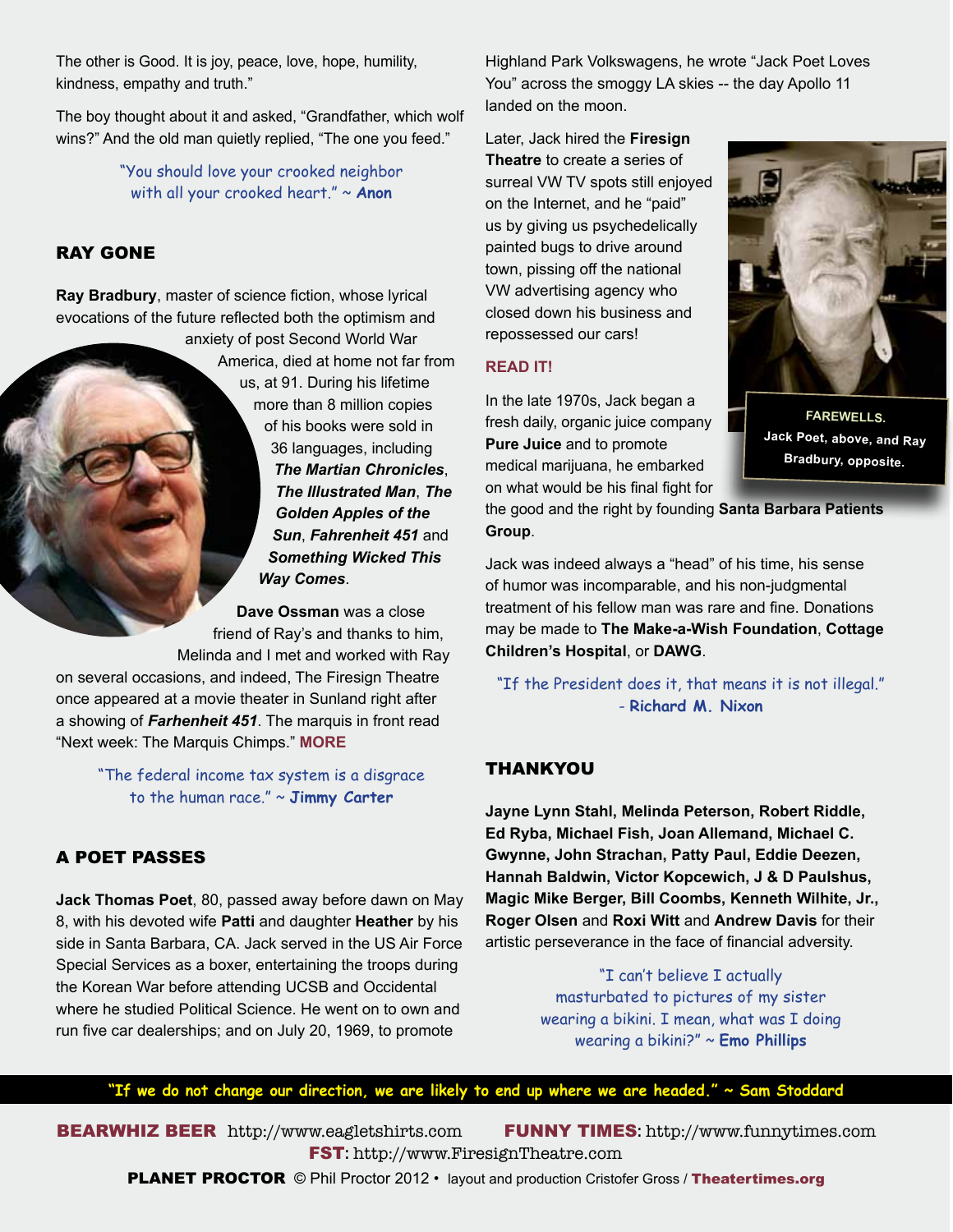The other is Good. It is joy, peace, love, hope, humility, kindness, empathy and truth."

The boy thought about it and asked, "Grandfather, which wolf wins?" And the old man quietly replied, "The one you feed."

"You should love your crooked neighbor with all your crooked heart." ~ **Anon**

## RAY GONE

**Ray Bradbury**, master of science fiction, whose lyrical evocations of the future reflected both the optimism and anxiety of post Second World War America, died at home not far from us, at 91. During his lifetime more than 8 million copies of his books were sold in 36 languages, including ***The Martian Chronicles***, ***The Illustrated Man***, ***The Golden Apples of the Sun***, ***Fahrenheit 451*** and ***Something Wicked This Way Comes***.

**Dave Ossman** was a close friend of Ray's and thanks to him, Melinda and I met and worked with Ray on several occasions, and indeed, The Firesign Theatre once appeared at a movie theater in Sunland right after a showing of ***Farhenheit 451***. The marquis in front read "Next week: The Marquis Chimps." **MORE**

"The federal income tax system is a disgrace to the human race." ~ **Jimmy Carter**

## A POET PASSES

**Jack Thomas Poet**, 80, passed away before dawn on May 8, with his devoted wife **Patti** and daughter **Heather** by his side in Santa Barbara, CA. Jack served in the US Air Force Special Services as a boxer, entertaining the troops during the Korean War before attending UCSB and Occidental where he studied Political Science. He went on to own and run five car dealerships; and on July 20, 1969, to promote Highland Park Volkswagens, he wrote "Jack Poet Loves You" across the smoggy LA skies -- the day Apollo 11 landed on the moon.

Later, Jack hired the **Firesign Theatre** to create a series of surreal VW TV spots still enjoyed on the Internet, and he "paid" us by giving us psychedelically painted bugs to drive around town, pissing off the national VW advertising agency who closed down his business and repossessed our cars!

**READ IT!**

FAREWELLS.
Jack Poet, above, and Ray Bradbury, opposite.

In the late 1970s, Jack began a fresh daily, organic juice company **Pure Juice** and to promote medical marijuana, he embarked on what would be his final fight for the good and the right by founding **Santa Barbara Patients Group**.

Jack was indeed always a "head" of his time, his sense of humor was incomparable, and his non-judgmental treatment of his fellow man was rare and fine. Donations may be made to **The Make-a-Wish Foundation**, **Cottage Children's Hospital**, or **DAWG**.

"If the President does it, that means it is not illegal." - **Richard M. Nixon**

## THANKYOU

**Jayne Lynn Stahl, Melinda Peterson, Robert Riddle, Ed Ryba, Michael Fish, Joan Allemand, Michael C. Gwynne, John Strachan, Patty Paul, Eddie Deezen, Hannah Baldwin, Victor Kopcewich, J & D Paulshus, Magic Mike Berger, Bill Coombs, Kenneth Wilhite, Jr., Roger Olsen** and **Roxi Witt** and **Andrew Davis** for their artistic perseverance in the face of financial adversity.

"I can't believe I actually masturbated to pictures of my sister wearing a bikini. I mean, what was I doing wearing a bikini?" ~ **Emo Phillips**

"If we do not change our direction, we are likely to end up where we are headed." ~ Sam Stoddard

**BEARWHIZ BEER** http://www.eagletshirts.com **FUNNY TIMES**: http://www.funnytimes.com
**FST**: http://www.FiresignTheatre.com

**PLANET PROCTOR** © Phil Proctor 2012 • layout and production Cristofer Gross / **Theatertimes.org**